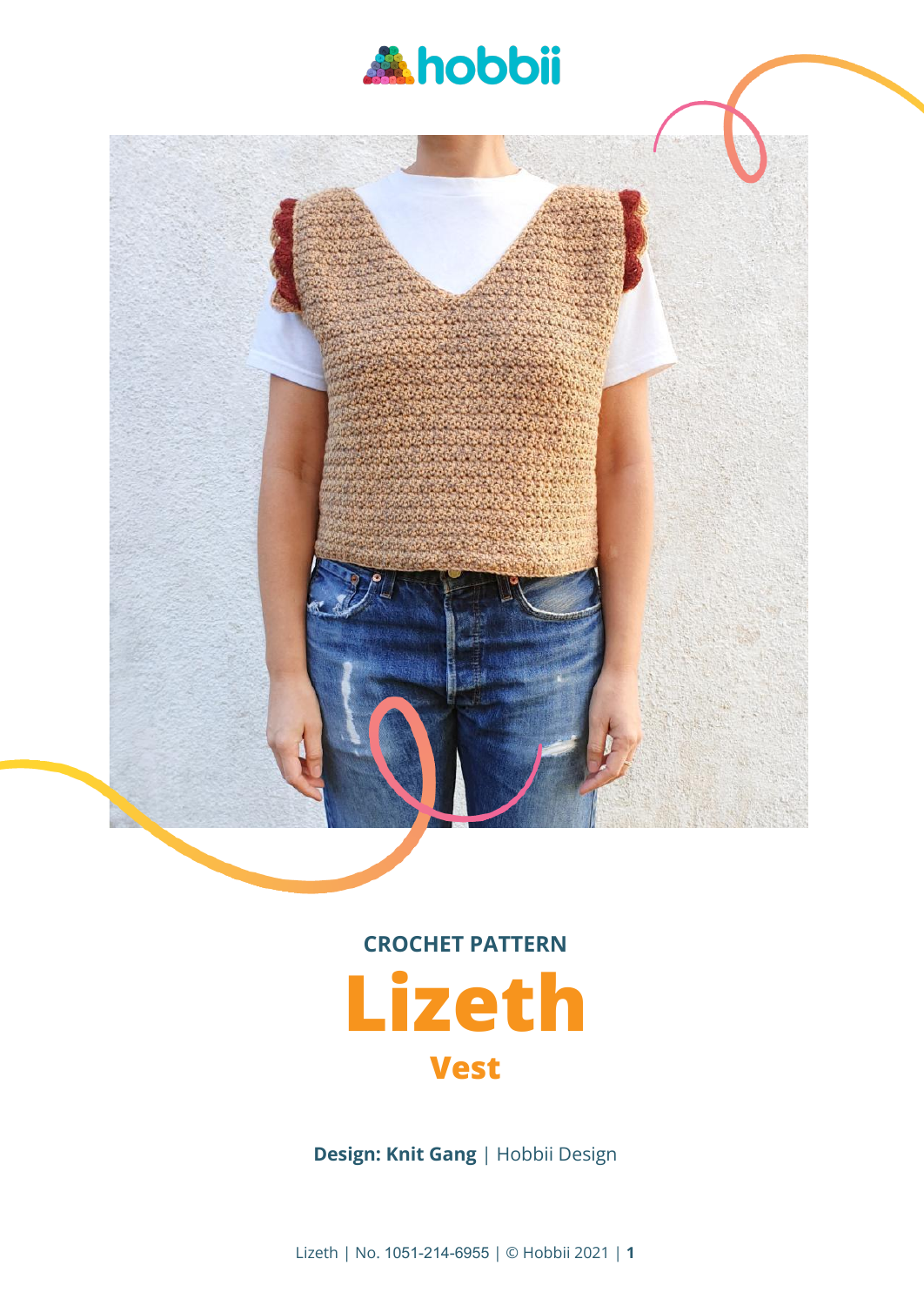hobbii

CROCHET PATTERN

# Lizeth

## Vest

**Design: Knit Gang** | Hobbii Design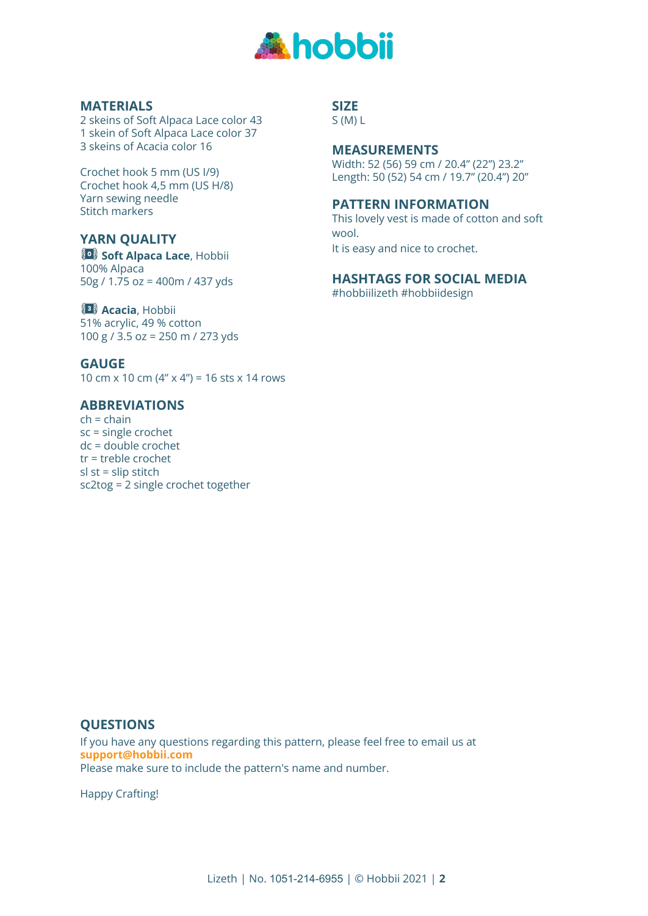## MATERIALS

2 skeins of Soft Alpaca Lace color 43
1 skein of Soft Alpaca Lace color 37
3 skeins of Acacia color 16

Crochet hook 5 mm (US I/9)
Crochet hook 4,5 mm (US H/8)
Yarn sewing needle
Stitch markers

## YARN QUALITY

**Soft Alpaca Lace**, Hobbii
100% Alpaca
50g / 1.75 oz = 400m / 437 yds

**Acacia**, Hobbii
51% acrylic, 49 % cotton
100 g / 3.5 oz = 250 m / 273 yds

## GAUGE

10 cm x 10 cm (4" x 4") = 16 sts x 14 rows

## ABBREVIATIONS

ch = chain
sc = single crochet
dc = double crochet
tr = treble crochet
sl st = slip stitch
sc2tog = 2 single crochet together

## SIZE

S (M) L

## MEASUREMENTS

Width: 52 (56) 59 cm / 20.4" (22") 23.2"
Length: 50 (52) 54 cm / 19.7" (20.4") 20"

## PATTERN INFORMATION

This lovely vest is made of cotton and soft wool.
It is easy and nice to crochet.

## HASHTAGS FOR SOCIAL MEDIA

#hobbiilizeth #hobbiidesign

## QUESTIONS

If you have any questions regarding this pattern, please feel free to email us at **support@hobbii.com**
Please make sure to include the pattern's name and number.

Happy Crafting!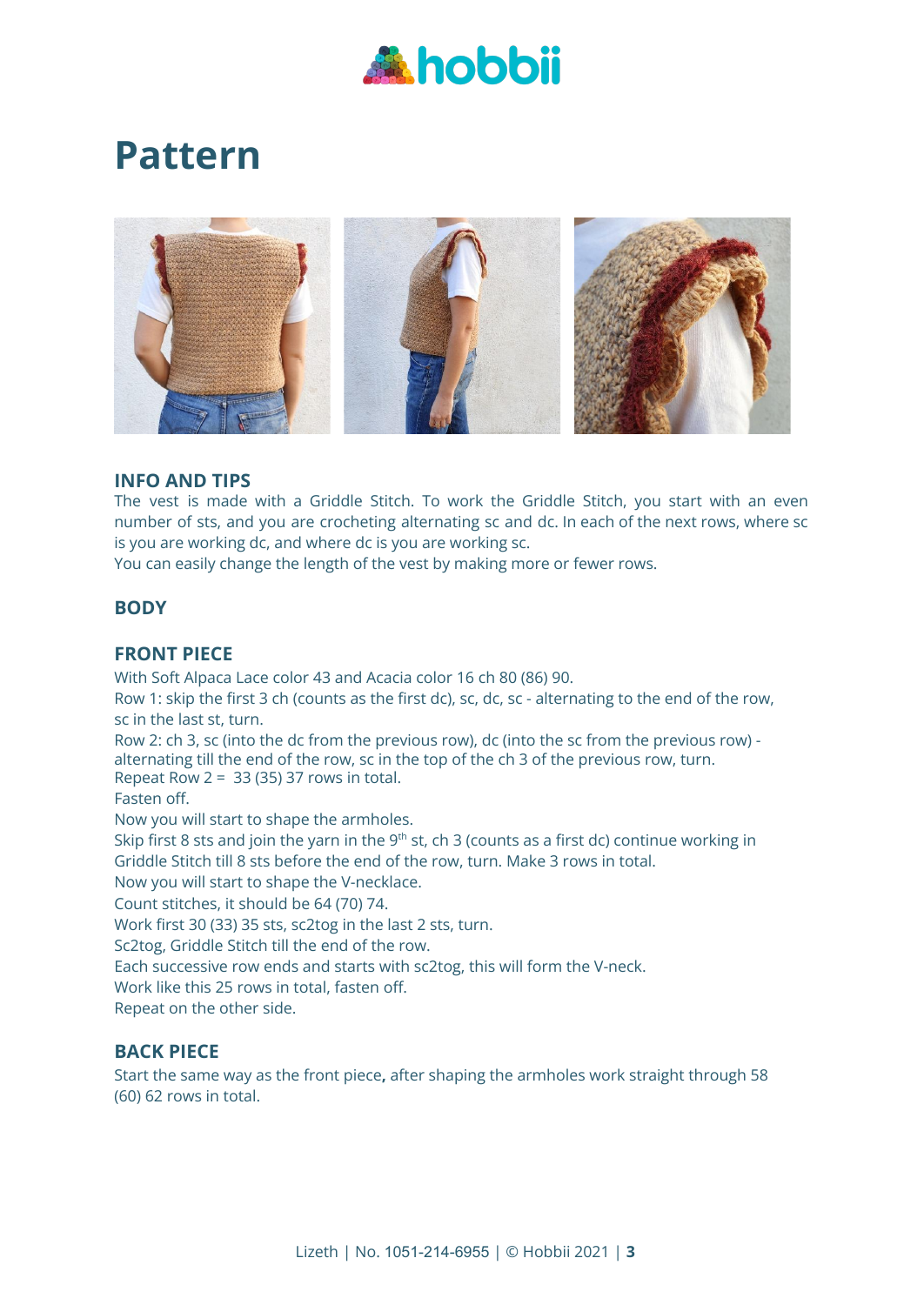# Pattern

## INFO AND TIPS

The vest is made with a Griddle Stitch. To work the Griddle Stitch, you start with an even number of sts, and you are crocheting alternating sc and dc. In each of the next rows, where sc is you are working dc, and where dc is you are working sc.

You can easily change the length of the vest by making more or fewer rows.

## BODY

## FRONT PIECE

With Soft Alpaca Lace color 43 and Acacia color 16 ch 80 (86) 90.

Row 1: skip the first 3 ch (counts as the first dc), sc, dc, sc - alternating to the end of the row, sc in the last st, turn.

Row 2: ch 3, sc (into the dc from the previous row), dc (into the sc from the previous row) - alternating till the end of the row, sc in the top of the ch 3 of the previous row, turn.

Repeat Row 2 = 33 (35) 37 rows in total.

Fasten off.

Now you will start to shape the armholes.

Skip first 8 sts and join the yarn in the 9th st, ch 3 (counts as a first dc) continue working in Griddle Stitch till 8 sts before the end of the row, turn. Make 3 rows in total.

Now you will start to shape the V-necklace.

Count stitches, it should be 64 (70) 74.

Work first 30 (33) 35 sts, sc2tog in the last 2 sts, turn.

Sc2tog, Griddle Stitch till the end of the row.

Each successive row ends and starts with sc2tog, this will form the V-neck.

Work like this 25 rows in total, fasten off.

Repeat on the other side.

## BACK PIECE

Start the same way as the front piece**,** after shaping the armholes work straight through 58 (60) 62 rows in total.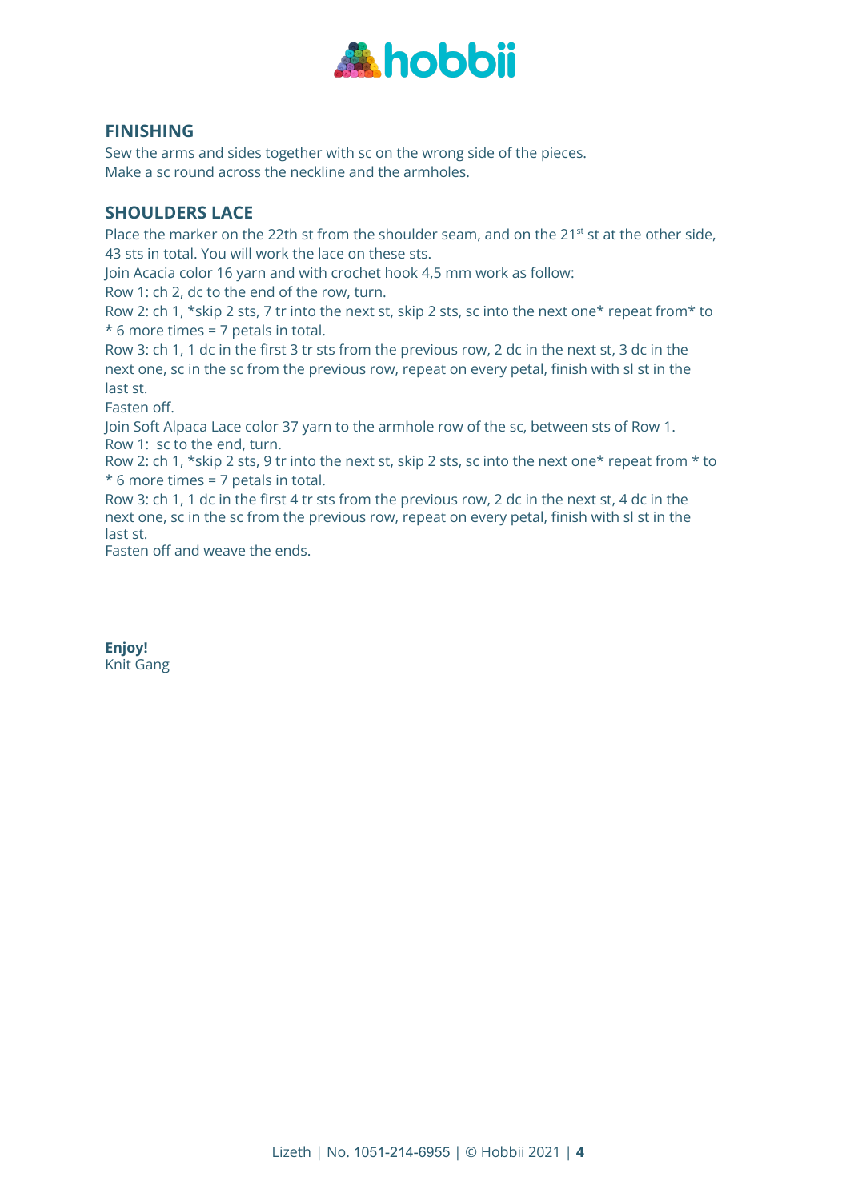## FINISHING

Sew the arms and sides together with sc on the wrong side of the pieces.
Make a sc round across the neckline and the armholes.

## SHOULDERS LACE

Place the marker on the 22th st from the shoulder seam, and on the 21st st at the other side, 43 sts in total. You will work the lace on these sts.
Join Acacia color 16 yarn and with crochet hook 4,5 mm work as follow:
Row 1: ch 2, dc to the end of the row, turn.
Row 2: ch 1, *skip 2 sts, 7 tr into the next st, skip 2 sts, sc into the next one* repeat from* to * 6 more times = 7 petals in total.
Row 3: ch 1, 1 dc in the first 3 tr sts from the previous row, 2 dc in the next st, 3 dc in the next one, sc in the sc from the previous row, repeat on every petal, finish with sl st in the last st.
Fasten off.
Join Soft Alpaca Lace color 37 yarn to the armhole row of the sc, between sts of Row 1.
Row 1: sc to the end, turn.
Row 2: ch 1, *skip 2 sts, 9 tr into the next st, skip 2 sts, sc into the next one* repeat from * to * 6 more times = 7 petals in total.
Row 3: ch 1, 1 dc in the first 4 tr sts from the previous row, 2 dc in the next st, 4 dc in the next one, sc in the sc from the previous row, repeat on every petal, finish with sl st in the last st.
Fasten off and weave the ends.

**Enjoy!**
Knit Gang